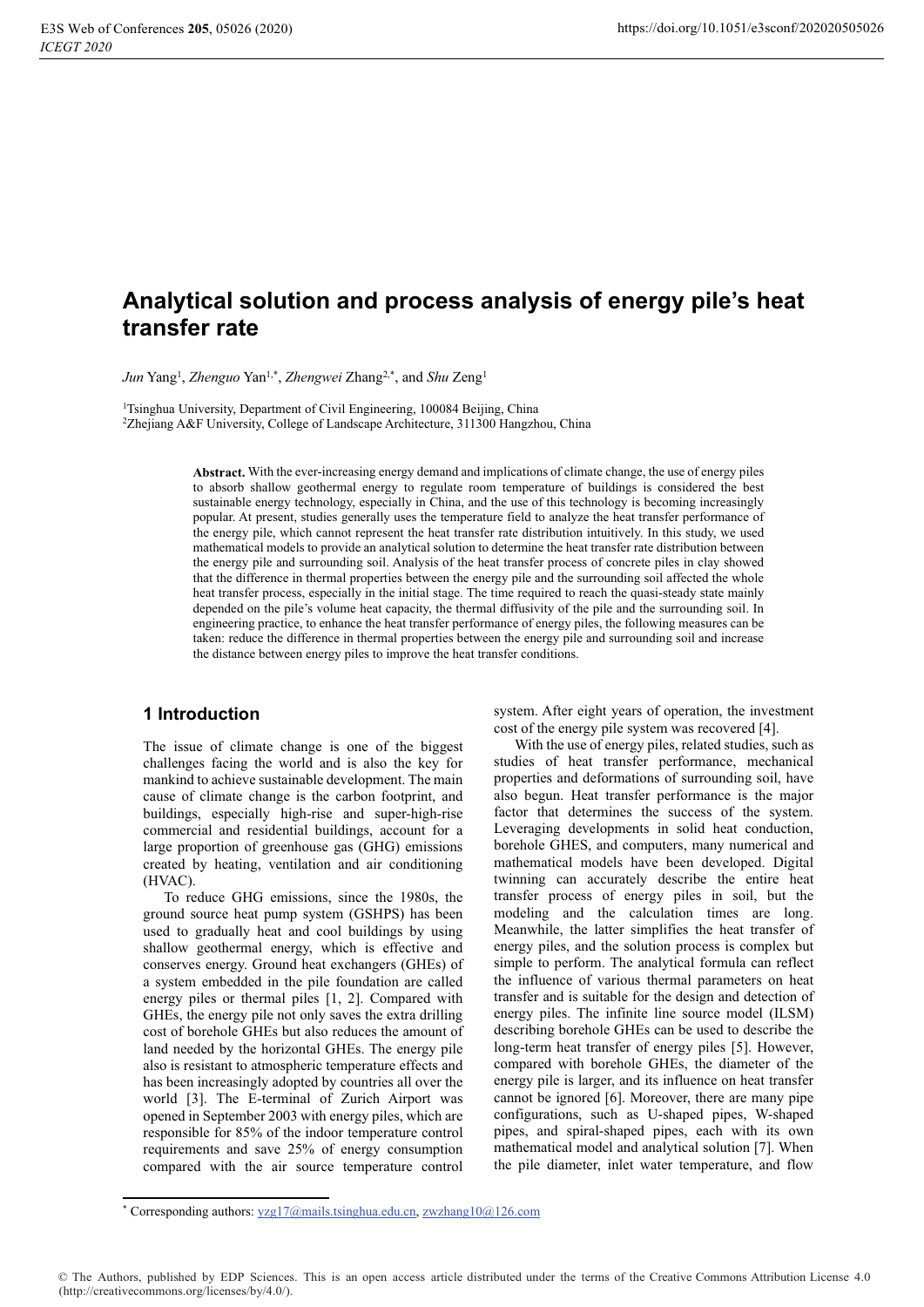# Analytical solution and process analysis of energy pile's heat transfer rate

*Jun* Yang[1], *Zhenguo* Yan[1,*], *Zhengwei* Zhang[2,*], and *Shu* Zeng[1]

[1]Tsinghua University, Department of Civil Engineering, 100084 Beijing, China
[2]Zhejiang A&F University, College of Landscape Architecture, 311300 Hangzhou, China

**Abstract.** With the ever-increasing energy demand and implications of climate change, the use of energy piles to absorb shallow geothermal energy to regulate room temperature of buildings is considered the best sustainable energy technology, especially in China, and the use of this technology is becoming increasingly popular. At present, studies generally uses the temperature field to analyze the heat transfer performance of the energy pile, which cannot represent the heat transfer rate distribution intuitively. In this study, we used mathematical models to provide an analytical solution to determine the heat transfer rate distribution between the energy pile and surrounding soil. Analysis of the heat transfer process of concrete piles in clay showed that the difference in thermal properties between the energy pile and the surrounding soil affected the whole heat transfer process, especially in the initial stage. The time required to reach the quasi-steady state mainly depended on the pile's volume heat capacity, the thermal diffusivity of the pile and the surrounding soil. In engineering practice, to enhance the heat transfer performance of energy piles, the following measures can be taken: reduce the difference in thermal properties between the energy pile and surrounding soil and increase the distance between energy piles to improve the heat transfer conditions.

## 1 Introduction

The issue of climate change is one of the biggest challenges facing the world and is also the key for mankind to achieve sustainable development. The main cause of climate change is the carbon footprint, and buildings, especially high-rise and super-high-rise commercial and residential buildings, account for a large proportion of greenhouse gas (GHG) emissions created by heating, ventilation and air conditioning (HVAC).

To reduce GHG emissions, since the 1980s, the ground source heat pump system (GSHPS) has been used to gradually heat and cool buildings by using shallow geothermal energy, which is effective and conserves energy. Ground heat exchangers (GHEs) of a system embedded in the pile foundation are called energy piles or thermal piles [1, 2]. Compared with GHEs, the energy pile not only saves the extra drilling cost of borehole GHEs but also reduces the amount of land needed by the horizontal GHEs. The energy pile also is resistant to atmospheric temperature effects and has been increasingly adopted by countries all over the world [3]. The E-terminal of Zurich Airport was opened in September 2003 with energy piles, which are responsible for 85% of the indoor temperature control requirements and save 25% of energy consumption compared with the air source temperature control system. After eight years of operation, the investment cost of the energy pile system was recovered [4].

With the use of energy piles, related studies, such as studies of heat transfer performance, mechanical properties and deformations of surrounding soil, have also begun. Heat transfer performance is the major factor that determines the success of the system. Leveraging developments in solid heat conduction, borehole GHES, and computers, many numerical and mathematical models have been developed. Digital twinning can accurately describe the entire heat transfer process of energy piles in soil, but the modeling and the calculation times are long. Meanwhile, the latter simplifies the heat transfer of energy piles, and the solution process is complex but simple to perform. The analytical formula can reflect the influence of various thermal parameters on heat transfer and is suitable for the design and detection of energy piles. The infinite line source model (ILSM) describing borehole GHEs can be used to describe the long-term heat transfer of energy piles [5]. However, compared with borehole GHEs, the diameter of the energy pile is larger, and its influence on heat transfer cannot be ignored [6]. Moreover, there are many pipe configurations, such as U-shaped pipes, W-shaped pipes, and spiral-shaped pipes, each with its own mathematical model and analytical solution [7]. When the pile diameter, inlet water temperature, and flow

* Corresponding authors: yzg17@mails.tsinghua.edu.cn, zwzhang10@126.com

© The Authors, published by EDP Sciences. This is an open access article distributed under the terms of the Creative Commons Attribution License 4.0 (http://creativecommons.org/licenses/by/4.0/).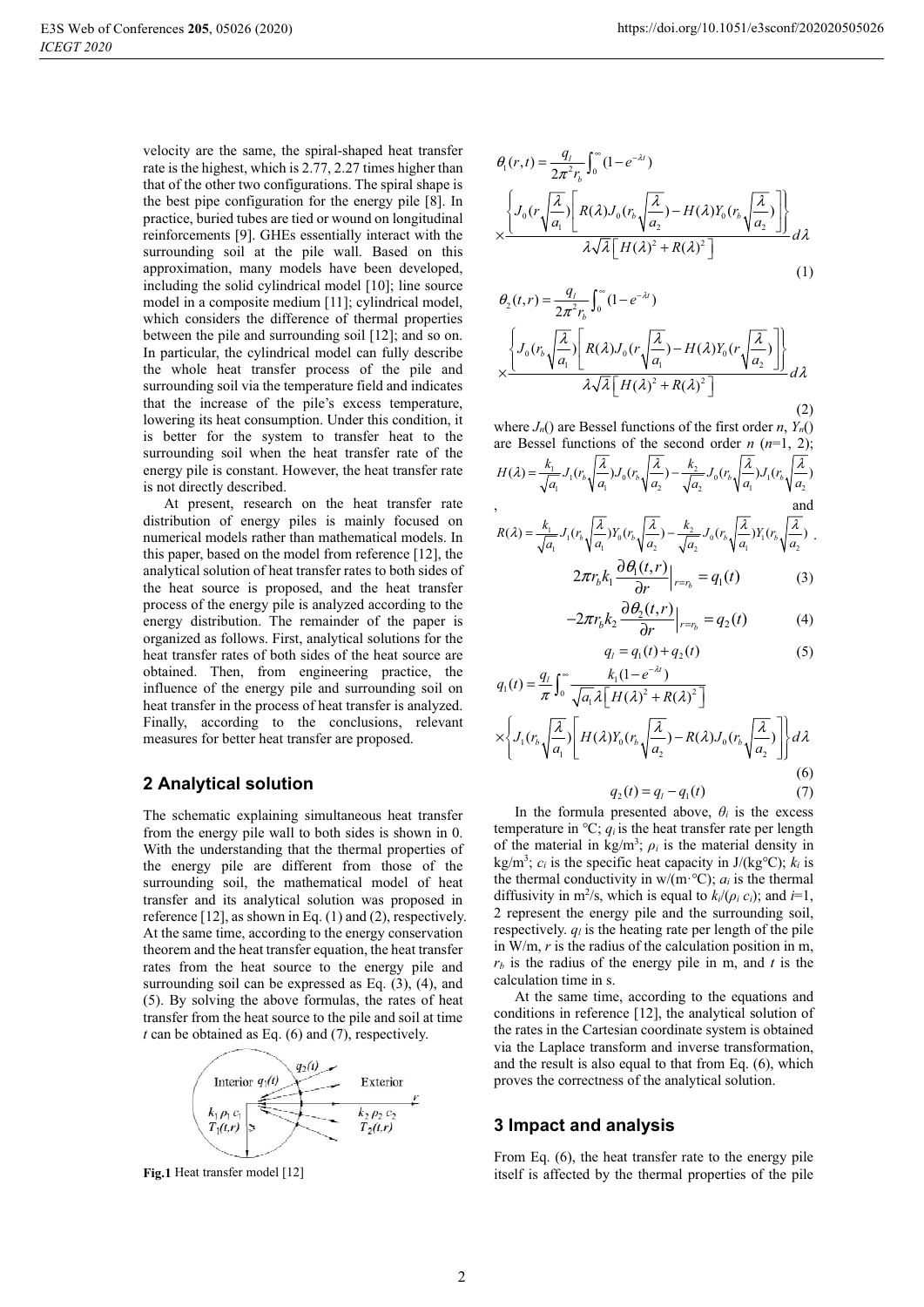velocity are the same, the spiral-shaped heat transfer rate is the highest, which is 2.77, 2.27 times higher than that of the other two configurations. The spiral shape is the best pipe configuration for the energy pile [8]. In practice, buried tubes are tied or wound on longitudinal reinforcements [9]. GHEs essentially interact with the surrounding soil at the pile wall. Based on this approximation, many models have been developed, including the solid cylindrical model [10]; line source model in a composite medium [11]; cylindrical model, which considers the difference of thermal properties between the pile and surrounding soil [12]; and so on. In particular, the cylindrical model can fully describe the whole heat transfer process of the pile and surrounding soil via the temperature field and indicates that the increase of the pile's excess temperature, lowering its heat consumption. Under this condition, it is better for the system to transfer heat to the surrounding soil when the heat transfer rate of the energy pile is constant. However, the heat transfer rate is not directly described.

At present, research on the heat transfer rate distribution of energy piles is mainly focused on numerical models rather than mathematical models. In this paper, based on the model from reference [12], the analytical solution of heat transfer rates to both sides of the heat source is proposed, and the heat transfer process of the energy pile is analyzed according to the energy distribution. The remainder of the paper is organized as follows. First, analytical solutions for the heat transfer rates of both sides of the heat source are obtained. Then, from engineering practice, the influence of the energy pile and surrounding soil on heat transfer in the process of heat transfer is analyzed. Finally, according to the conclusions, relevant measures for better heat transfer are proposed.

## 2 Analytical solution

The schematic explaining simultaneous heat transfer from the energy pile wall to both sides is shown in 0. With the understanding that the thermal properties of the energy pile are different from those of the surrounding soil, the mathematical model of heat transfer and its analytical solution was proposed in reference [12], as shown in Eq. (1) and (2), respectively. At the same time, according to the energy conservation theorem and the heat transfer equation, the heat transfer rates from the heat source to the energy pile and surrounding soil can be expressed as Eq. (3), (4), and (5). By solving the above formulas, the rates of heat transfer from the heat source to the pile and soil at time $t$ can be obtained as Eq. (6) and (7), respectively.

Interior $q_1(t)$, $q_2(t)$, Exterior, $r$, $k_1\,\rho_1\,c_1$, $T_1(t,r)$, $k_2\,\rho_2\,c_2$, $T_2(t,r)$

**Fig.1** Heat transfer model [12]

$$\theta_1(r,t)=\frac{q_l}{2\pi^2 r_b}\int_0^{\infty}(1-e^{-\lambda t})\times\frac{\left\{J_0(r\sqrt{\frac{\lambda}{a_1}})\left[R(\lambda)J_0(r_b\sqrt{\frac{\lambda}{a_2}})-H(\lambda)Y_0(r_b\sqrt{\frac{\lambda}{a_2}})\right]\right\}}{\lambda\sqrt{\lambda}\left[H(\lambda)^2+R(\lambda)^2\right]}d\lambda \tag{1}$$

$$\theta_2(t,r)=\frac{q_l}{2\pi^2 r_b}\int_0^{\infty}(1-e^{-\lambda t})\times\frac{\left\{J_0(r_b\sqrt{\frac{\lambda}{a_1}})\left[R(\lambda)J_0(r\sqrt{\frac{\lambda}{a_1}})-H(\lambda)Y_0(r\sqrt{\frac{\lambda}{a_2}})\right]\right\}}{\lambda\sqrt{\lambda}\left[H(\lambda)^2+R(\lambda)^2\right]}d\lambda \tag{2}$$

where $J_n()$ are Bessel functions of the first order $n$, $Y_n()$ are Bessel functions of the second order $n$ ($n$=1, 2); $H(\lambda)=\frac{k_1}{\sqrt{a_1}}J_1(r_b\sqrt{\frac{\lambda}{a_1}})J_0(r_b\sqrt{\frac{\lambda}{a_2}})-\frac{k_2}{\sqrt{a_2}}J_0(r_b\sqrt{\frac{\lambda}{a_1}})J_1(r_b\sqrt{\frac{\lambda}{a_2}})$, and $R(\lambda)=\frac{k_1}{\sqrt{a_1}}J_1(r_b\sqrt{\frac{\lambda}{a_1}})Y_0(r_b\sqrt{\frac{\lambda}{a_2}})-\frac{k_2}{\sqrt{a_2}}J_0(r_b\sqrt{\frac{\lambda}{a_1}})Y_1(r_b\sqrt{\frac{\lambda}{a_2}})$.

$$2\pi r_b k_1\frac{\partial\theta_1(t,r)}{\partial r}\Big|_{r=r_b}=q_1(t) \tag{3}$$

$$-2\pi r_b k_2\frac{\partial\theta_2(t,r)}{\partial r}\Big|_{r=r_b}=q_2(t) \tag{4}$$

$$q_l=q_1(t)+q_2(t) \tag{5}$$

$$q_1(t)=\frac{q_l}{\pi}\int_0^{\infty}\frac{k_1(1-e^{-\lambda t})}{\sqrt{a_1}\lambda\left[H(\lambda)^2+R(\lambda)^2\right]}\times\left\{J_1(r_b\sqrt{\frac{\lambda}{a_1}})\left[H(\lambda)Y_0(r_b\sqrt{\frac{\lambda}{a_2}})-R(\lambda)J_0(r_b\sqrt{\frac{\lambda}{a_2}})\right]\right\}d\lambda \tag{6}$$

$$q_2(t)=q_l-q_1(t) \tag{7}$$

In the formula presented above, $\theta_i$ is the excess temperature in °C; $q_i$ is the heat transfer rate per length of the material in kg/m$^3$; $\rho_i$ is the material density in kg/m$^3$; $c_i$ is the specific heat capacity in J/(kg°C); $k_i$ is the thermal conductivity in w/(m·°C); $a_i$ is the thermal diffusivity in m$^2$/s, which is equal to $k_i/(\rho_i\,c_i)$; and $i$=1, 2 represent the energy pile and the surrounding soil, respectively. $q_l$ is the heating rate per length of the pile in W/m, $r$ is the radius of the calculation position in m, $r_b$ is the radius of the energy pile in m, and $t$ is the calculation time in s.

At the same time, according to the equations and conditions in reference [12], the analytical solution of the rates in the Cartesian coordinate system is obtained via the Laplace transform and inverse transformation, and the result is also equal to that from Eq. (6), which proves the correctness of the analytical solution.

## 3 Impact and analysis

From Eq. (6), the heat transfer rate to the energy pile itself is affected by the thermal properties of the pile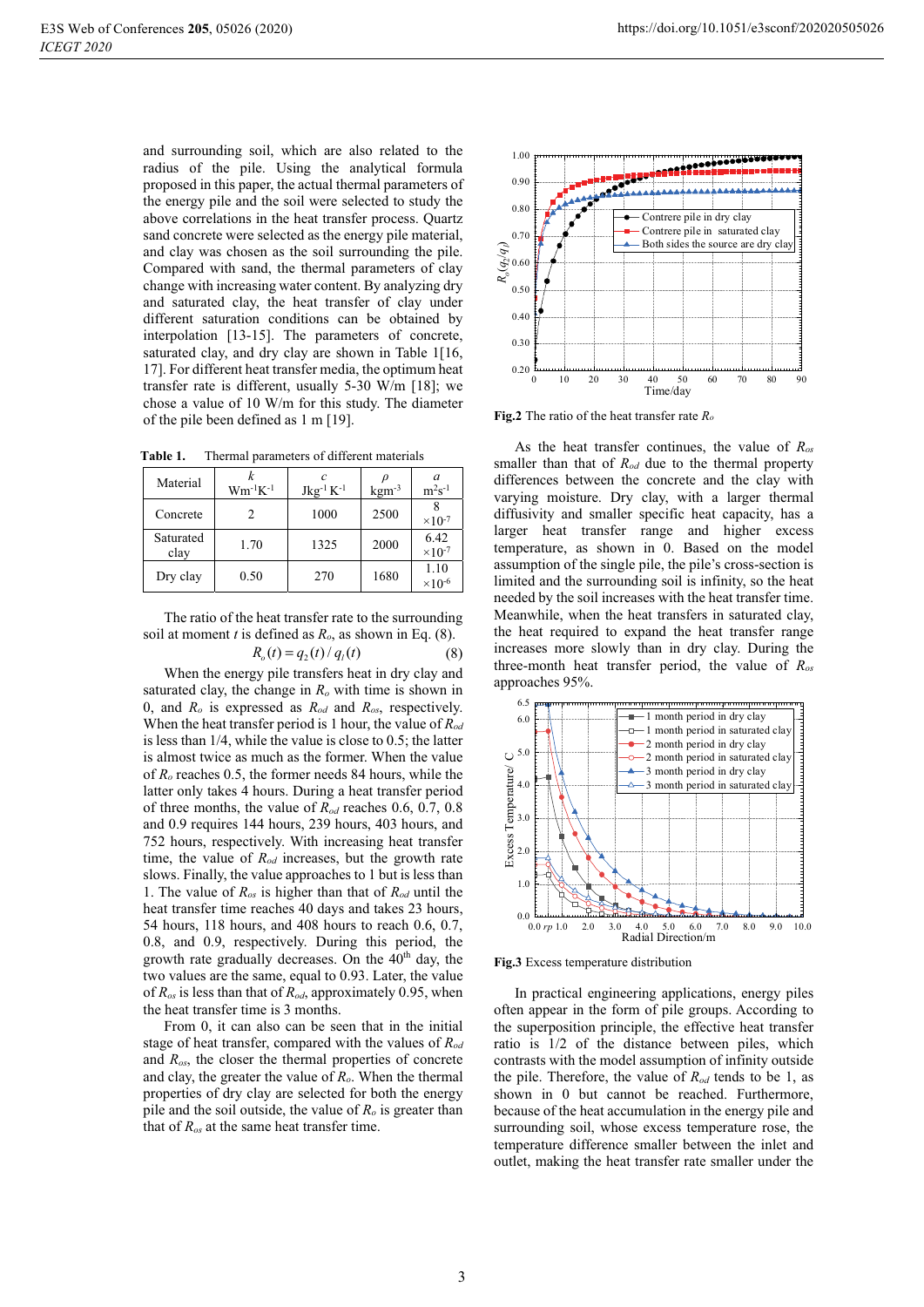and surrounding soil, which are also related to the radius of the pile. Using the analytical formula proposed in this paper, the actual thermal parameters of the energy pile and the soil were selected to study the above correlations in the heat transfer process. Quartz sand concrete were selected as the energy pile material, and clay was chosen as the soil surrounding the pile. Compared with sand, the thermal parameters of clay change with increasing water content. By analyzing dry and saturated clay, the heat transfer of clay under different saturation conditions can be obtained by interpolation [13-15]. The parameters of concrete, saturated clay, and dry clay are shown in Table 1[16, 17]. For different heat transfer media, the optimum heat transfer rate is different, usually 5-30 W/m [18]; we chose a value of 10 W/m for this study. The diameter of the pile been defined as 1 m [19].

**Table 1.** Thermal parameters of different materials

| Material | $k$ $\text{Wm}^{-1}\text{K}^{-1}$ | $c$ $\text{Jkg}^{-1}\text{K}^{-1}$ | $\rho$ $\text{kgm}^{-3}$ | $a$ $\text{m}^2\text{s}^{-1}$ |
|---|---|---|---|---|
| Concrete | 2 | 1000 | 2500 | $8 \times 10^{-7}$ |
| Saturated clay | 1.70 | 1325 | 2000 | $6.42 \times 10^{-7}$ |
| Dry clay | 0.50 | 270 | 1680 | $1.10 \times 10^{-6}$ |

The ratio of the heat transfer rate to the surrounding soil at moment $t$ is defined as $R_o$, as shown in Eq. (8).

$$R_o(t) = q_2(t) / q_l(t) \tag{8}$$

When the energy pile transfers heat in dry clay and saturated clay, the change in $R_o$ with time is shown in 0, and $R_o$ is expressed as $R_{od}$ and $R_{os}$, respectively. When the heat transfer period is 1 hour, the value of $R_{od}$ is less than 1/4, while the value is close to 0.5; the latter is almost twice as much as the former. When the value of $R_o$ reaches 0.5, the former needs 84 hours, while the latter only takes 4 hours. During a heat transfer period of three months, the value of $R_{od}$ reaches 0.6, 0.7, 0.8 and 0.9 requires 144 hours, 239 hours, 403 hours, and 752 hours, respectively. With increasing heat transfer time, the value of $R_{od}$ increases, but the growth rate slows. Finally, the value approaches to 1 but is less than 1. The value of $R_{os}$ is higher than that of $R_{od}$ until the heat transfer time reaches 40 days and takes 23 hours, 54 hours, 118 hours, and 408 hours to reach 0.6, 0.7, 0.8, and 0.9, respectively. During this period, the growth rate gradually decreases. On the 40th day, the two values are the same, equal to 0.93. Later, the value of $R_{os}$ is less than that of $R_{od}$, approximately 0.95, when the heat transfer time is 3 months.

From 0, it can also be seen that in the initial stage of heat transfer, compared with the values of $R_{od}$ and $R_{os}$, the closer the thermal properties of concrete and clay, the greater the value of $R_o$. When the thermal properties of dry clay are selected for both the energy pile and the soil outside, the value of $R_o$ is greater than that of $R_{os}$ at the same heat transfer time.

**Fig.2** The ratio of the heat transfer rate $R_o$

As the heat transfer continues, the value of $R_{os}$ smaller than that of $R_{od}$ due to the thermal property differences between the concrete and the clay with varying moisture. Dry clay, with a larger thermal diffusivity and smaller specific heat capacity, has a larger heat transfer range and higher excess temperature, as shown in 0. Based on the model assumption of the single pile, the pile's cross-section is limited and the surrounding soil is infinity, so the heat needed by the soil increases with the heat transfer time. Meanwhile, when the heat transfers in saturated clay, the heat required to expand the heat transfer range increases more slowly than in dry clay. During the three-month heat transfer period, the value of $R_{os}$ approaches 95%.

**Fig.3** Excess temperature distribution

In practical engineering applications, energy piles often appear in the form of pile groups. According to the superposition principle, the effective heat transfer ratio is 1/2 of the distance between piles, which contrasts with the model assumption of infinity outside the pile. Therefore, the value of $R_{od}$ tends to be 1, as shown in 0 but cannot be reached. Furthermore, because of the heat accumulation in the energy pile and surrounding soil, whose excess temperature rose, the temperature difference smaller between the inlet and outlet, making the heat transfer rate smaller under the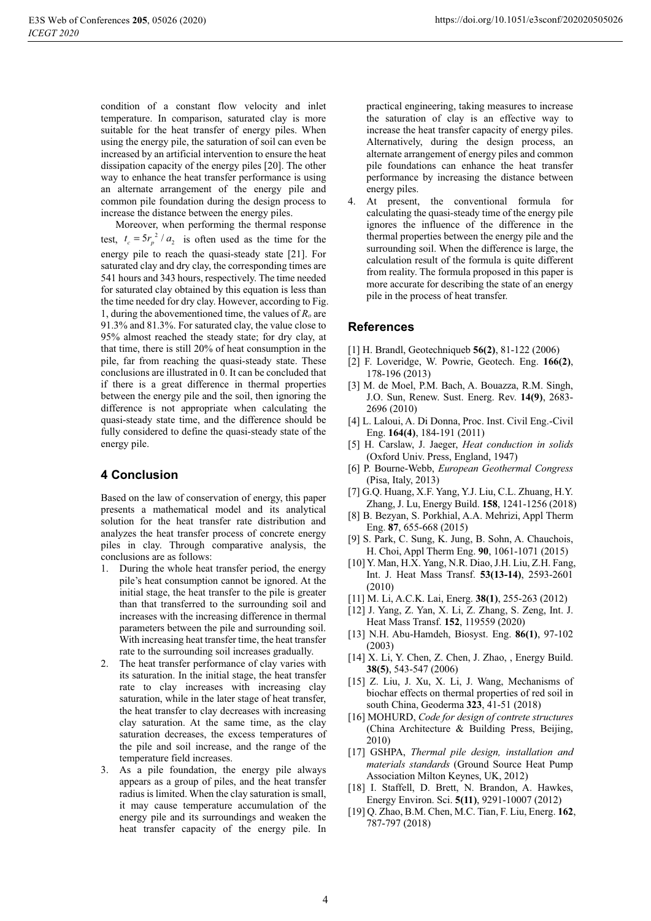condition of a constant flow velocity and inlet temperature. In comparison, saturated clay is more suitable for the heat transfer of energy piles. When using the energy pile, the saturation of soil can even be increased by an artificial intervention to ensure the heat dissipation capacity of the energy piles [20]. The other way to enhance the heat transfer performance is using an alternate arrangement of the energy pile and common pile foundation during the design process to increase the distance between the energy piles.

Moreover, when performing the thermal response test, $t_c = 5r_p^2 / a_2$ is often used as the time for the energy pile to reach the quasi-steady state [21]. For saturated clay and dry clay, the corresponding times are 541 hours and 343 hours, respectively. The time needed for saturated clay obtained by this equation is less than the time needed for dry clay. However, according to Fig. 1, during the abovementioned time, the values of $R_o$ are 91.3% and 81.3%. For saturated clay, the value close to 95% almost reached the steady state; for dry clay, at that time, there is still 20% of heat consumption in the pile, far from reaching the quasi-steady state. These conclusions are illustrated in 0. It can be concluded that if there is a great difference in thermal properties between the energy pile and the soil, then ignoring the difference is not appropriate when calculating the quasi-steady state time, and the difference should be fully considered to define the quasi-steady state of the energy pile.

## 4 Conclusion

Based on the law of conservation of energy, this paper presents a mathematical model and its analytical solution for the heat transfer rate distribution and analyzes the heat transfer process of concrete energy piles in clay. Through comparative analysis, the conclusions are as follows:

1. During the whole heat transfer period, the energy pile's heat consumption cannot be ignored. At the initial stage, the heat transfer to the pile is greater than that transferred to the surrounding soil and increases with the increasing difference in thermal parameters between the pile and surrounding soil. With increasing heat transfer time, the heat transfer rate to the surrounding soil increases gradually.
2. The heat transfer performance of clay varies with its saturation. In the initial stage, the heat transfer rate to clay increases with increasing clay saturation, while in the later stage of heat transfer, the heat transfer to clay decreases with increasing clay saturation. At the same time, as the clay saturation decreases, the excess temperatures of the pile and soil increase, and the range of the temperature field increases.
3. As a pile foundation, the energy pile always appears as a group of piles, and the heat transfer radius is limited. When the clay saturation is small, it may cause temperature accumulation of the energy pile and its surroundings and weaken the heat transfer capacity of the energy pile. In practical engineering, taking measures to increase the saturation of clay is an effective way to increase the heat transfer capacity of energy piles. Alternatively, during the design process, an alternate arrangement of energy piles and common pile foundations can enhance the heat transfer performance by increasing the distance between energy piles.
4. At present, the conventional formula for calculating the quasi-steady time of the energy pile ignores the influence of the difference in the thermal properties between the energy pile and the surrounding soil. When the difference is large, the calculation result of the formula is quite different from reality. The formula proposed in this paper is more accurate for describing the state of an energy pile in the process of heat transfer.

## References

[1] H. Brandl, Geotechniqueb **56(2)**, 81-122 (2006)

[2] F. Loveridge, W. Powrie, Geotech. Eng. **166(2)**, 178-196 (2013)

[3] M. de Moel, P.M. Bach, A. Bouazza, R.M. Singh, J.O. Sun, Renew. Sust. Energ. Rev. **14(9)**, 2683-2696 (2010)

[4] L. Laloui, A. Di Donna, Proc. Inst. Civil Eng.-Civil Eng. **164(4)**, 184-191 (2011)

[5] H. Carslaw, J. Jaeger, *Heat conduction in solids* (Oxford Univ. Press, England, 1947)

[6] P. Bourne-Webb, *European Geothermal Congress* (Pisa, Italy, 2013)

[7] G.Q. Huang, X.F. Yang, Y.J. Liu, C.L. Zhuang, H.Y. Zhang, J. Lu, Energy Build. **158**, 1241-1256 (2018)

[8] B. Bezyan, S. Porkhial, A.A. Mehrizi, Appl Therm Eng. **87**, 655-668 (2015)

[9] S. Park, C. Sung, K. Jung, B. Sohn, A. Chauchois, H. Choi, Appl Therm Eng. **90**, 1061-1071 (2015)

[10] Y. Man, H.X. Yang, N.R. Diao, J.H. Liu, Z.H. Fang, Int. J. Heat Mass Transf. **53(13-14)**, 2593-2601 (2010)

[11] M. Li, A.C.K. Lai, Energ. **38(1)**, 255-263 (2012)

[12] J. Yang, Z. Yan, X. Li, Z. Zhang, S. Zeng, Int. J. Heat Mass Transf. **152**, 119559 (2020)

[13] N.H. Abu-Hamdeh, Biosyst. Eng. **86(1)**, 97-102 (2003)

[14] X. Li, Y. Chen, Z. Chen, J. Zhao, , Energy Build. **38(5)**, 543-547 (2006)

[15] Z. Liu, J. Xu, X. Li, J. Wang, Mechanisms of biochar effects on thermal properties of red soil in south China, Geoderma **323**, 41-51 (2018)

[16] MOHURD, *Code for design of contrete structures* (China Architecture & Building Press, Beijing, 2010)

[17] GSHPA, *Thermal pile design, installation and materials standards* (Ground Source Heat Pump Association Milton Keynes, UK, 2012)

[18] I. Staffell, D. Brett, N. Brandon, A. Hawkes, Energy Environ. Sci. **5(11)**, 9291-10007 (2012)

[19] Q. Zhao, B.M. Chen, M.C. Tian, F. Liu, Energ. **162**, 787-797 (2018)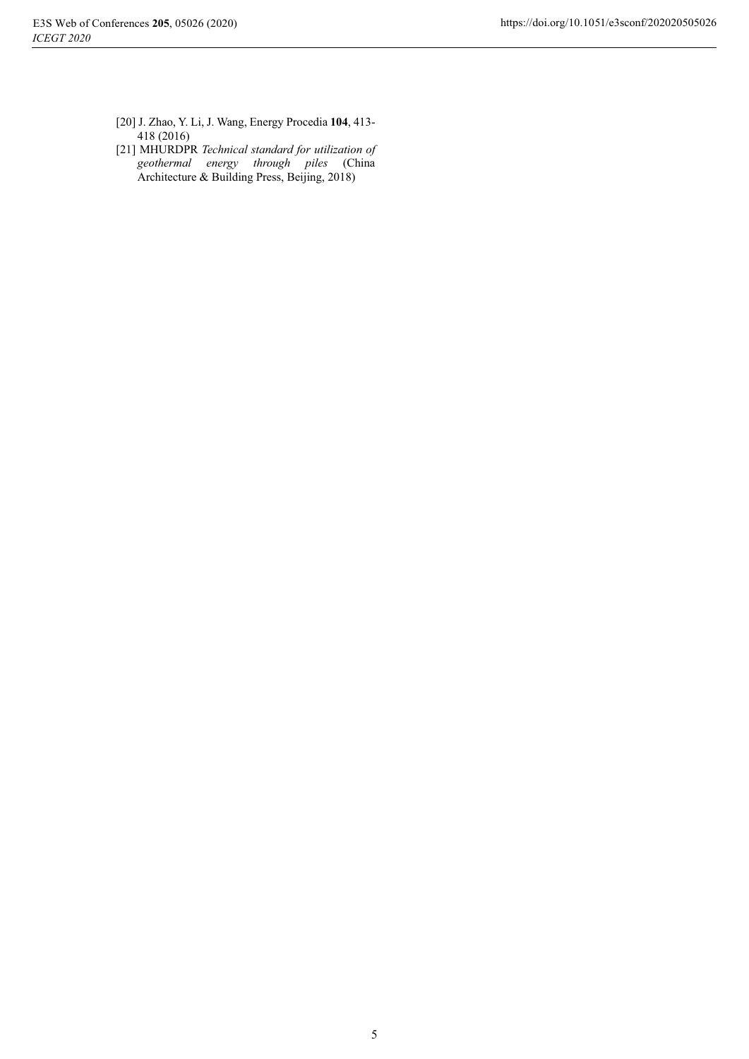[20] J. Zhao, Y. Li, J. Wang, Energy Procedia **104**, 413-418 (2016)

[21] MHURDPR *Technical standard for utilization of geothermal energy through piles* (China Architecture & Building Press, Beijing, 2018)